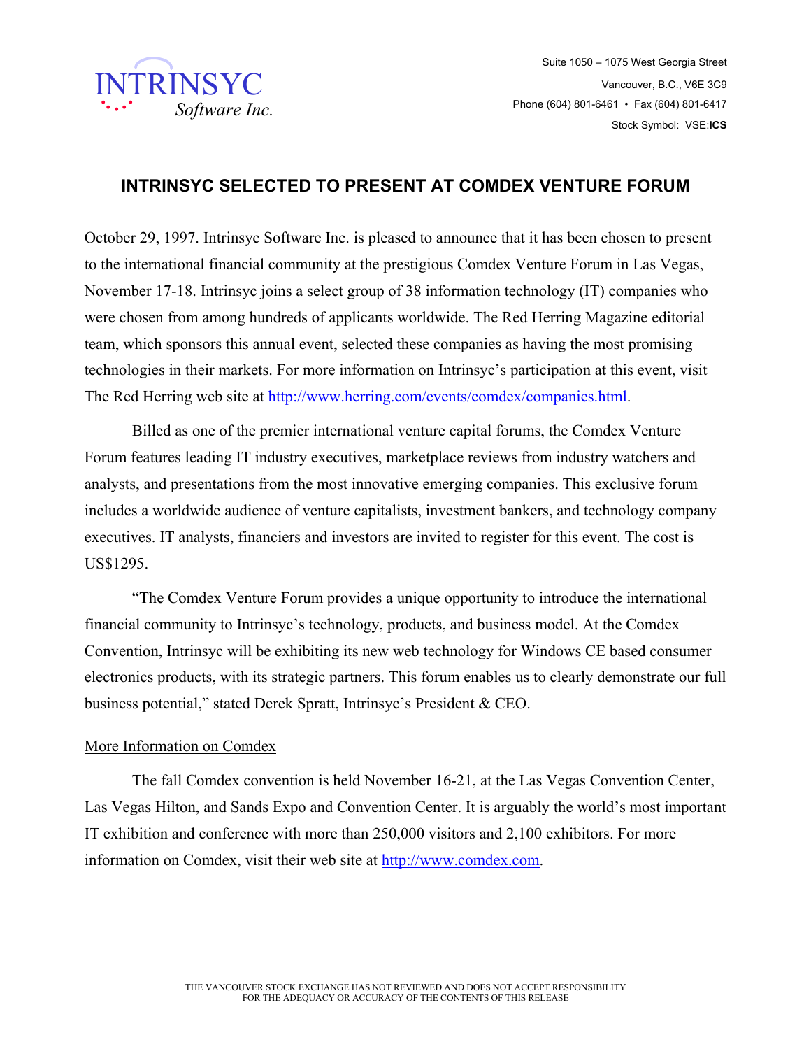INTRINSYC
*Software Inc.*

Suite 1050 – 1075 West Georgia Street
Vancouver, B.C., V6E 3C9
Phone (604) 801-6461 • Fax (604) 801-6417
Stock Symbol: VSE:**ICS**

# INTRINSYC SELECTED TO PRESENT AT COMDEX VENTURE FORUM

October 29, 1997. Intrinsyc Software Inc. is pleased to announce that it has been chosen to present to the international financial community at the prestigious Comdex Venture Forum in Las Vegas, November 17-18. Intrinsyc joins a select group of 38 information technology (IT) companies who were chosen from among hundreds of applicants worldwide. The Red Herring Magazine editorial team, which sponsors this annual event, selected these companies as having the most promising technologies in their markets. For more information on Intrinsyc's participation at this event, visit The Red Herring web site at http://www.herring.com/events/comdex/companies.html.

Billed as one of the premier international venture capital forums, the Comdex Venture Forum features leading IT industry executives, marketplace reviews from industry watchers and analysts, and presentations from the most innovative emerging companies. This exclusive forum includes a worldwide audience of venture capitalists, investment bankers, and technology company executives. IT analysts, financiers and investors are invited to register for this event. The cost is US$1295.

"The Comdex Venture Forum provides a unique opportunity to introduce the international financial community to Intrinsyc's technology, products, and business model. At the Comdex Convention, Intrinsyc will be exhibiting its new web technology for Windows CE based consumer electronics products, with its strategic partners. This forum enables us to clearly demonstrate our full business potential," stated Derek Spratt, Intrinsyc's President & CEO.

## More Information on Comdex

The fall Comdex convention is held November 16-21, at the Las Vegas Convention Center, Las Vegas Hilton, and Sands Expo and Convention Center. It is arguably the world's most important IT exhibition and conference with more than 250,000 visitors and 2,100 exhibitors. For more information on Comdex, visit their web site at http://www.comdex.com.

THE VANCOUVER STOCK EXCHANGE HAS NOT REVIEWED AND DOES NOT ACCEPT RESPONSIBILITY FOR THE ADEQUACY OR ACCURACY OF THE CONTENTS OF THIS RELEASE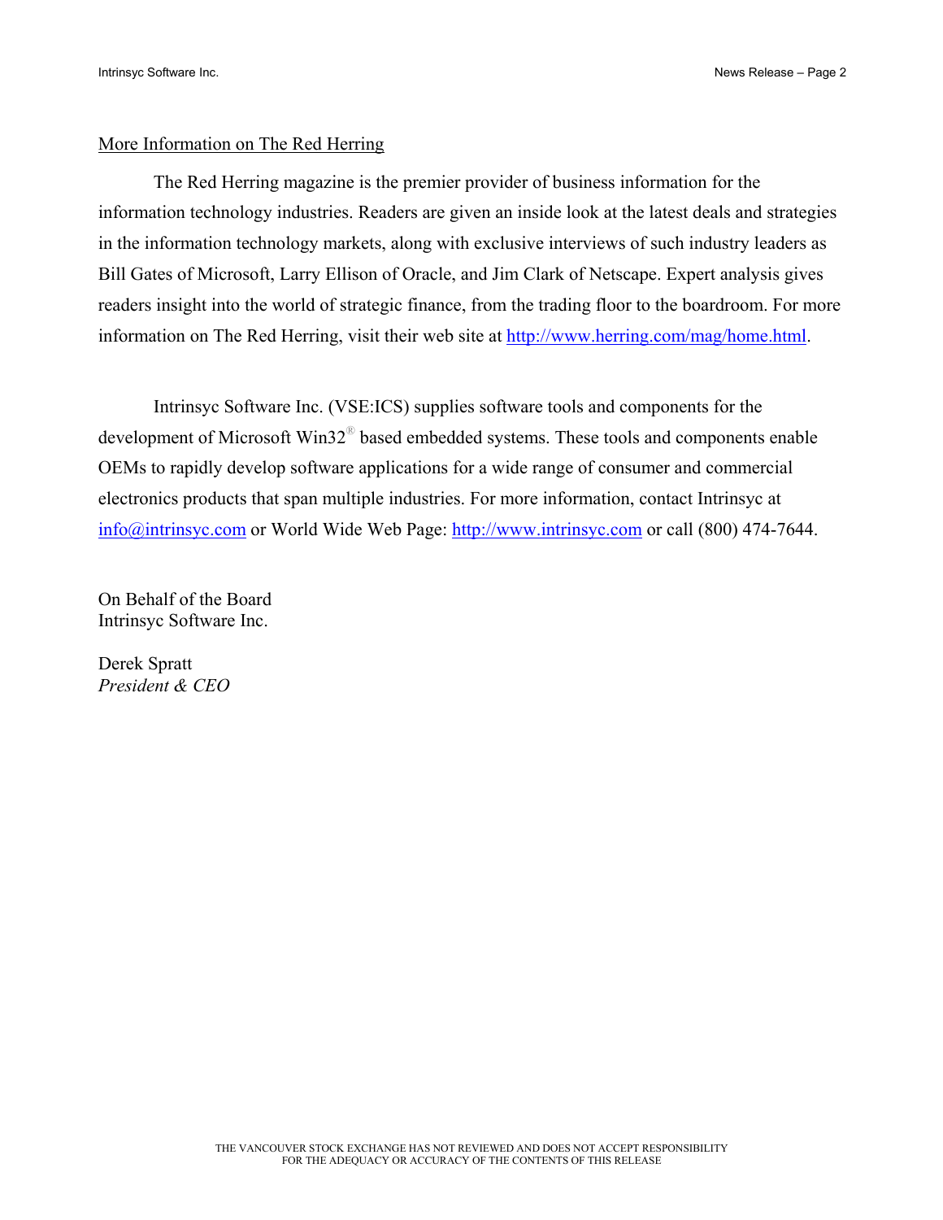More Information on The Red Herring

The Red Herring magazine is the premier provider of business information for the information technology industries. Readers are given an inside look at the latest deals and strategies in the information technology markets, along with exclusive interviews of such industry leaders as Bill Gates of Microsoft, Larry Ellison of Oracle, and Jim Clark of Netscape. Expert analysis gives readers insight into the world of strategic finance, from the trading floor to the boardroom. For more information on The Red Herring, visit their web site at http://www.herring.com/mag/home.html.

Intrinsyc Software Inc. (VSE:ICS) supplies software tools and components for the development of Microsoft Win32® based embedded systems. These tools and components enable OEMs to rapidly develop software applications for a wide range of consumer and commercial electronics products that span multiple industries. For more information, contact Intrinsyc at info@intrinsyc.com or World Wide Web Page: http://www.intrinsyc.com or call (800) 474-7644.

On Behalf of the Board
Intrinsyc Software Inc.

Derek Spratt
*President & CEO*

THE VANCOUVER STOCK EXCHANGE HAS NOT REVIEWED AND DOES NOT ACCEPT RESPONSIBILITY FOR THE ADEQUACY OR ACCURACY OF THE CONTENTS OF THIS RELEASE